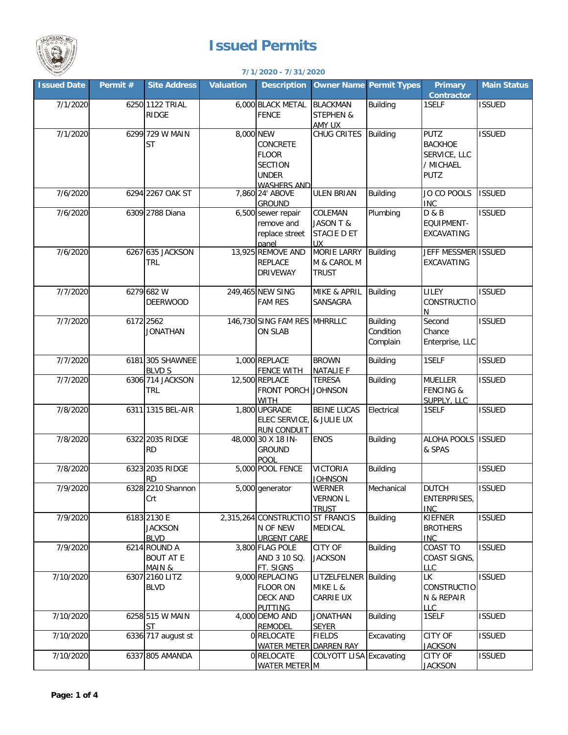# Issued Permits

**7/1/2020 - 7/31/2020**

| Issued Date | Permit # | Site Address | Valuation | Description | Owner Name | Permit Types | Primary Contractor | Main Status |
|---|---|---|---|---|---|---|---|---|
| 7/1/2020 | 6250 | 1122 TRIAL RIDGE | 6,000 | BLACK METAL FENCE | BLACKMAN STEPHEN & AMY UX | Building | 1SELF | ISSUED |
| 7/1/2020 | 6299 | 729 W MAIN ST | 8,000 | NEW CONCRETE FLOOR SECTION UNDER WASHERS AND | CHUG CRITES | Building | PUTZ BACKHOE SERVICE, LLC / MICHAEL PUTZ | ISSUED |
| 7/6/2020 | 6294 | 2267 OAK ST | 7,860 | 24' ABOVE GROUND | ULEN BRIAN | Building | JO CO POOLS INC | ISSUED |
| 7/6/2020 | 6309 | 2788 Diana | 6,500 | sewer repair remove and replace street panel | COLEMAN JASON T & STACIE D ET UX | Plumbing | D & B EQUIPMENT-EXCAVATING | ISSUED |
| 7/6/2020 | 6267 | 635 JACKSON TRL | 13,925 | REMOVE AND REPLACE DRIVEWAY | MORIE LARRY M & CAROL M TRUST | Building | JEFF MESSMER EXCAVATING | ISSUED |
| 7/7/2020 | 6279 | 682 W DEERWOOD | 249,465 | NEW SING FAM RES | MIKE & APRIL SANSAGRA | Building | LILEY CONSTRUCTION | ISSUED |
| 7/7/2020 | 6172 | 2562 JONATHAN | 146,730 | SING FAM RES ON SLAB | MHRRLLC | Building Condition Complain | Second Chance Enterprise, LLC | ISSUED |
| 7/7/2020 | 6181 | 305 SHAWNEE BLVD S | 1,000 | REPLACE FENCE WITH | BROWN NATALIE F | Building | 1SELF | ISSUED |
| 7/7/2020 | 6306 | 714 JACKSON TRL | 12,500 | REPLACE FRONT PORCH WITH | TERESA JOHNSON | Building | MUELLER FENCING & SUPPLY, LLC | ISSUED |
| 7/8/2020 | 6311 | 1315 BEL-AIR | 1,800 | UPGRADE ELEC SERVICE, RUN CONDUIT | BEINE LUCAS & JULIE UX | Electrical | 1SELF | ISSUED |
| 7/8/2020 | 6322 | 2035 RIDGE RD | 48,000 | 30 X 18 IN-GROUND POOL | ENOS | Building | ALOHA POOLS & SPAS | ISSUED |
| 7/8/2020 | 6323 | 2035 RIDGE RD | 5,000 | POOL FENCE | VICTORIA JOHNSON | Building | | ISSUED |
| 7/9/2020 | 6328 | 2210 Shannon Crt | 5,000 | generator | WERNER VERNON L TRUST | Mechanical | DUTCH ENTERPRISES, INC | ISSUED |
| 7/9/2020 | 6183 | 2130 E JACKSON BLVD | 2,315,264 | CONSTRUCTION OF NEW URGENT CARE | ST FRANCIS MEDICAL | Building | KIEFNER BROTHERS INC | ISSUED |
| 7/9/2020 | 6214 | ROUND A BOUT AT E MAIN & | 3,800 | FLAG POLE AND 3 10 SQ. FT. SIGNS | CITY OF JACKSON | Building | COAST TO COAST SIGNS, LLC | ISSUED |
| 7/10/2020 | 6307 | 2160 LITZ BLVD | 9,000 | REPLACING FLOOR ON DECK AND PUTTING | LITZELFELNER MIKE L & CARRIE UX | Building | LK CONSTRUCTION & REPAIR LLC | ISSUED |
| 7/10/2020 | 6258 | 515 W MAIN ST | 4,000 | DEMO AND REMODEL | JONATHAN SEYER | Building | 1SELF | ISSUED |
| 7/10/2020 | 6336 | 717 august st | 0 | RELOCATE WATER METER | FIELDS DARREN RAY | Excavating | CITY OF JACKSON | ISSUED |
| 7/10/2020 | 6337 | 805 AMANDA | 0 | RELOCATE WATER METER | COLYOTT LISA M | Excavating | CITY OF JACKSON | ISSUED |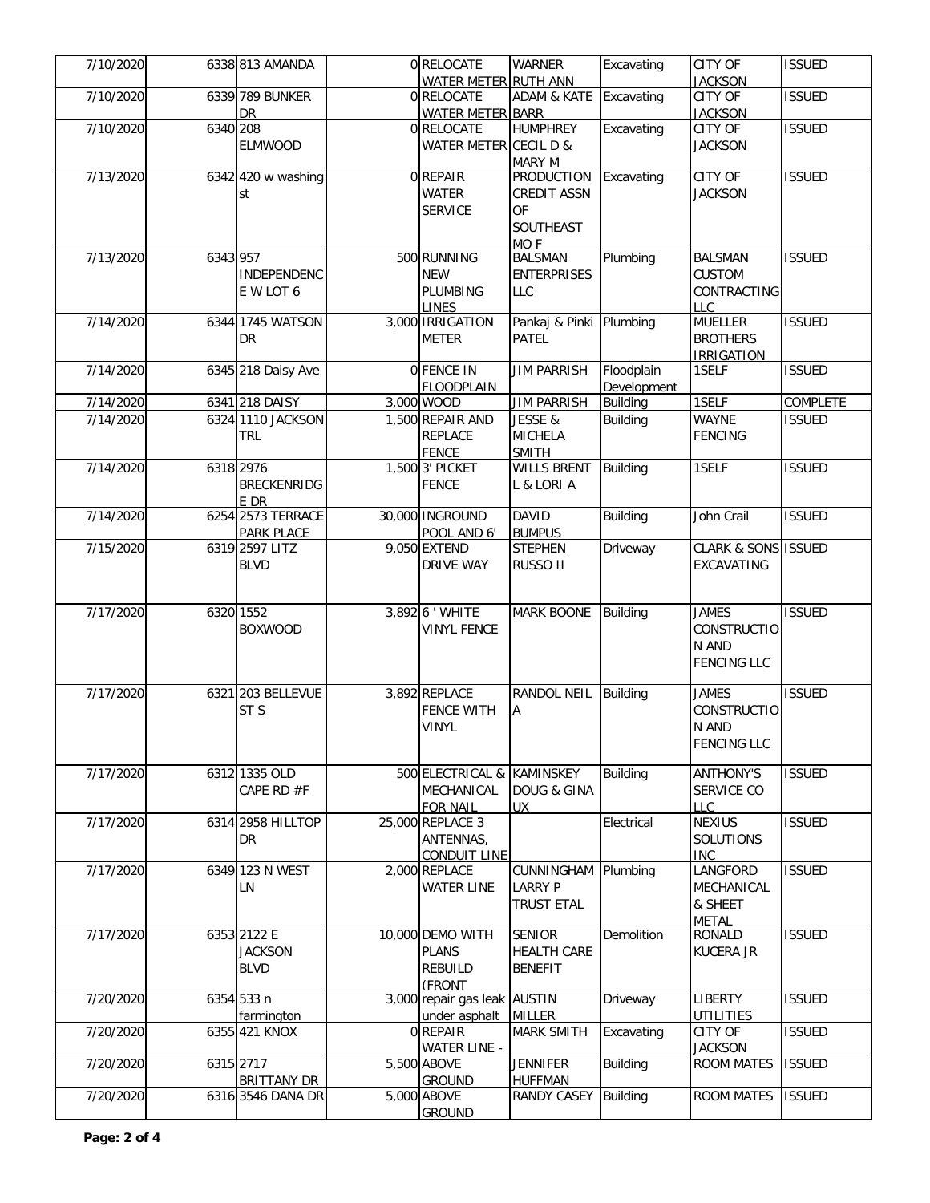| | | | | | | | | |
|---|---|---|---|---|---|---|---|---|
| 7/10/2020 | 6338 | 813 AMANDA | 0 | RELOCATE WATER METER | WARNER RUTH ANN | Excavating | CITY OF JACKSON | ISSUED |
| 7/10/2020 | 6339 | 789 BUNKER DR | 0 | RELOCATE WATER METER | ADAM & KATE BARR | Excavating | CITY OF JACKSON | ISSUED |
| 7/10/2020 | 6340 | 208 ELMWOOD | 0 | RELOCATE WATER METER | HUMPHREY CECIL D & MARY M | Excavating | CITY OF JACKSON | ISSUED |
| 7/13/2020 | 6342 | 420 w washing st | 0 | REPAIR WATER SERVICE | PRODUCTION CREDIT ASSN OF SOUTHEAST MO F | Excavating | CITY OF JACKSON | ISSUED |
| 7/13/2020 | 6343 | 957 INDEPENDENCE W LOT 6 | 500 | RUNNING NEW PLUMBING LINES | BALSMAN ENTERPRISES LLC | Plumbing | BALSMAN CUSTOM CONTRACTING LLC | ISSUED |
| 7/14/2020 | 6344 | 1745 WATSON DR | 3,000 | IRRIGATION METER | Pankaj & Pinki PATEL | Plumbing | MUELLER BROTHERS IRRIGATION | ISSUED |
| 7/14/2020 | 6345 | 218 Daisy Ave | 0 | FENCE IN FLOODPLAIN | JIM PARRISH | Floodplain Development | 1SELF | ISSUED |
| 7/14/2020 | 6341 | 218 DAISY | 3,000 | WOOD | JIM PARRISH | Building | 1SELF | COMPLETE |
| 7/14/2020 | 6324 | 1110 JACKSON TRL | 1,500 | REPAIR AND REPLACE FENCE | JESSE & MICHELA SMITH | Building | WAYNE FENCING | ISSUED |
| 7/14/2020 | 6318 | 2976 BRECKENRIDGE DR | 1,500 | 3' PICKET FENCE | WILLS BRENT L & LORI A | Building | 1SELF | ISSUED |
| 7/14/2020 | 6254 | 2573 TERRACE PARK PLACE | 30,000 | INGROUND POOL AND 6' | DAVID BUMPUS | Building | John Crail | ISSUED |
| 7/15/2020 | 6319 | 2597 LITZ BLVD | 9,050 | EXTEND DRIVE WAY | STEPHEN RUSSO II | Driveway | CLARK & SONS EXCAVATING | ISSUED |
| 7/17/2020 | 6320 | 1552 BOXWOOD | 3,892 | 6 ' WHITE VINYL FENCE | MARK BOONE | Building | JAMES CONSTRUCTION AND FENCING LLC | ISSUED |
| 7/17/2020 | 6321 | 203 BELLEVUE ST S | 3,892 | REPLACE FENCE WITH VINYL | RANDOL NEIL A | Building | JAMES CONSTRUCTION AND FENCING LLC | ISSUED |
| 7/17/2020 | 6312 | 1335 OLD CAPE RD #F | 500 | ELECTRICAL & MECHANICAL FOR NAIL | KAMINSKEY DOUG & GINA UX | Building | ANTHONY'S SERVICE CO LLC | ISSUED |
| 7/17/2020 | 6314 | 2958 HILLTOP DR | 25,000 | REPLACE 3 ANTENNAS, CONDUIT LINE | | Electrical | NEXIUS SOLUTIONS INC | ISSUED |
| 7/17/2020 | 6349 | 123 N WEST LN | 2,000 | REPLACE WATER LINE | CUNNINGHAM LARRY P TRUST ETAL | Plumbing | LANGFORD MECHANICAL & SHEET METAL | ISSUED |
| 7/17/2020 | 6353 | 2122 E JACKSON BLVD | 10,000 | DEMO WITH PLANS REBUILD (FRONT | SENIOR HEALTH CARE BENEFIT | Demolition | RONALD KUCERA JR | ISSUED |
| 7/20/2020 | 6354 | 533 n farmington | 3,000 | repair gas leak under asphalt | AUSTIN MILLER | Driveway | LIBERTY UTILITIES | ISSUED |
| 7/20/2020 | 6355 | 421 KNOX | 0 | REPAIR WATER LINE - | MARK SMITH | Excavating | CITY OF JACKSON | ISSUED |
| 7/20/2020 | 6315 | 2717 BRITTANY DR | 5,500 | ABOVE GROUND | JENNIFER HUFFMAN | Building | ROOM MATES | ISSUED |
| 7/20/2020 | 6316 | 3546 DANA DR | 5,000 | ABOVE GROUND | RANDY CASEY | Building | ROOM MATES | ISSUED |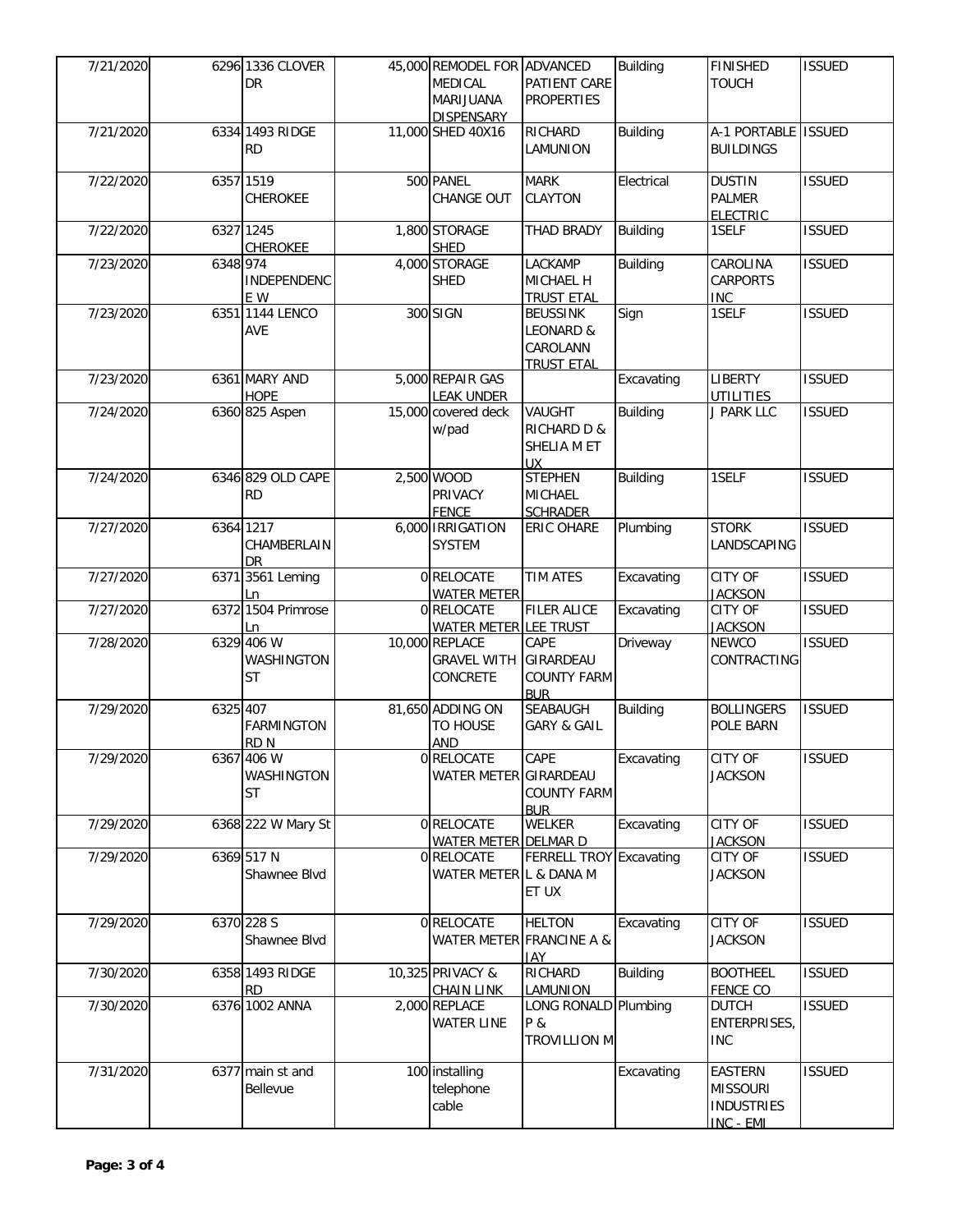| 7/21/2020 | 6296 | 1336 CLOVER DR | 45,000 | REMODEL FOR MEDICAL MARIJUANA DISPENSARY | ADVANCED PATIENT CARE PROPERTIES | Building | FINISHED TOUCH | ISSUED |
|---|---|---|---|---|---|---|---|---|
| 7/21/2020 | 6334 | 1493 RIDGE RD | 11,000 | SHED 40X16 | RICHARD LAMUNION | Building | A-1 PORTABLE BUILDINGS | ISSUED |
| 7/22/2020 | 6357 | 1519 CHEROKEE | 500 | PANEL CHANGE OUT | MARK CLAYTON | Electrical | DUSTIN PALMER ELECTRIC | ISSUED |
| 7/22/2020 | 6327 | 1245 CHEROKEE | 1,800 | STORAGE SHED | THAD BRADY | Building | 1SELF | ISSUED |
| 7/23/2020 | 6348 | 974 INDEPENDENCE W | 4,000 | STORAGE SHED | LACKAMP MICHAEL H TRUST ETAL | Building | CAROLINA CARPORTS INC | ISSUED |
| 7/23/2020 | 6351 | 1144 LENCO AVE | 300 | SIGN | BEUSSINK LEONARD & CAROLANN TRUST ETAL | Sign | 1SELF | ISSUED |
| 7/23/2020 | 6361 | MARY AND HOPE | 5,000 | REPAIR GAS LEAK UNDER | | Excavating | LIBERTY UTILITIES | ISSUED |
| 7/24/2020 | 6360 | 825 Aspen | 15,000 | covered deck w/pad | VAUGHT RICHARD D & SHELIA M ET UX | Building | J PARK LLC | ISSUED |
| 7/24/2020 | 6346 | 829 OLD CAPE RD | 2,500 | WOOD PRIVACY FENCE | STEPHEN MICHAEL SCHRADER | Building | 1SELF | ISSUED |
| 7/27/2020 | 6364 | 1217 CHAMBERLAIN DR | 6,000 | IRRIGATION SYSTEM | ERIC OHARE | Plumbing | STORK LANDSCAPING | ISSUED |
| 7/27/2020 | 6371 | 3561 Leming Ln | 0 | RELOCATE WATER METER | TIM ATES | Excavating | CITY OF JACKSON | ISSUED |
| 7/27/2020 | 6372 | 1504 Primrose Ln | 0 | RELOCATE WATER METER | FILER ALICE LEE TRUST | Excavating | CITY OF JACKSON | ISSUED |
| 7/28/2020 | 6329 | 406 W WASHINGTON ST | 10,000 | REPLACE GRAVEL WITH CONCRETE | CAPE GIRARDEAU COUNTY FARM BUR | Driveway | NEWCO CONTRACTING | ISSUED |
| 7/29/2020 | 6325 | 407 FARMINGTON RD N | 81,650 | ADDING ON TO HOUSE AND | SEABAUGH GARY & GAIL | Building | BOLLINGERS POLE BARN | ISSUED |
| 7/29/2020 | 6367 | 406 W WASHINGTON ST | 0 | RELOCATE WATER METER | CAPE GIRARDEAU COUNTY FARM BUR | Excavating | CITY OF JACKSON | ISSUED |
| 7/29/2020 | 6368 | 222 W Mary St | 0 | RELOCATE WATER METER | WELKER DELMAR D | Excavating | CITY OF JACKSON | ISSUED |
| 7/29/2020 | 6369 | 517 N Shawnee Blvd | 0 | RELOCATE WATER METER | FERRELL TROY L & DANA M ET UX | Excavating | CITY OF JACKSON | ISSUED |
| 7/29/2020 | 6370 | 228 S Shawnee Blvd | 0 | RELOCATE WATER METER | HELTON FRANCINE A & JAY | Excavating | CITY OF JACKSON | ISSUED |
| 7/30/2020 | 6358 | 1493 RIDGE RD | 10,325 | PRIVACY & CHAIN LINK | RICHARD LAMUNION | Building | BOOTHEEL FENCE CO | ISSUED |
| 7/30/2020 | 6376 | 1002 ANNA | 2,000 | REPLACE WATER LINE | LONG RONALD P & TROVILLION M | Plumbing | DUTCH ENTERPRISES, INC | ISSUED |
| 7/31/2020 | 6377 | main st and Bellevue | 100 | installing telephone cable | | Excavating | EASTERN MISSOURI INDUSTRIES INC - EMI | ISSUED |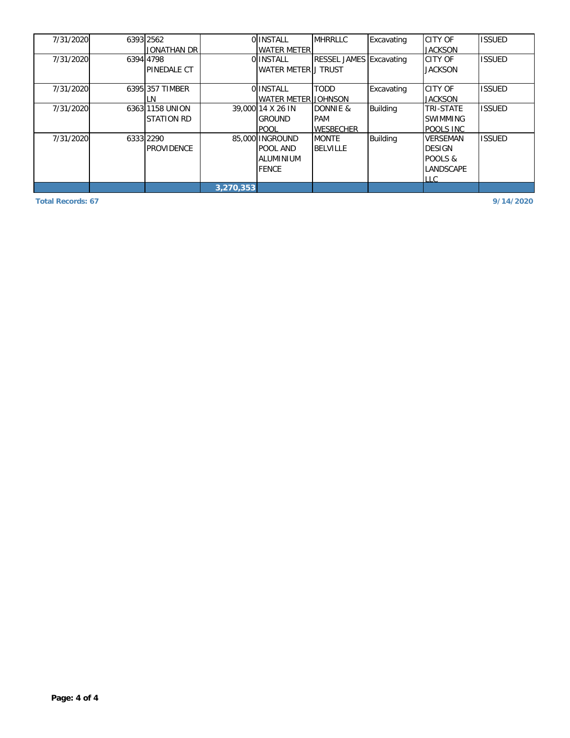| | | | | | | | | |
|---|---|---|---|---|---|---|---|---|
| 7/31/2020 | 6393 | 2562 JONATHAN DR | 0 | INSTALL WATER METER | MHRRLLC | Excavating | CITY OF JACKSON | ISSUED |
| 7/31/2020 | 6394 | 4798 PINEDALE CT | 0 | INSTALL WATER METER | RESSEL JAMES J TRUST | Excavating | CITY OF JACKSON | ISSUED |
| 7/31/2020 | 6395 | 357 TIMBER LN | 0 | INSTALL WATER METER | TODD JOHNSON | Excavating | CITY OF JACKSON | ISSUED |
| 7/31/2020 | 6363 | 1158 UNION STATION RD | 39,000 | 14 X 26 IN GROUND POOL | DONNIE & PAM WESBECHER | Building | TRI-STATE SWIMMING POOLS INC | ISSUED |
| 7/31/2020 | 6333 | 2290 PROVIDENCE | 85,000 | INGROUND POOL AND ALUMINIUM FENCE | MONTE BELVILLE | Building | VERSEMAN DESIGN POOLS & LANDSCAPE LLC | ISSUED |
| | | | 3,270,353 | | | | | |

**Total Records: 67**

**9/14/2020**